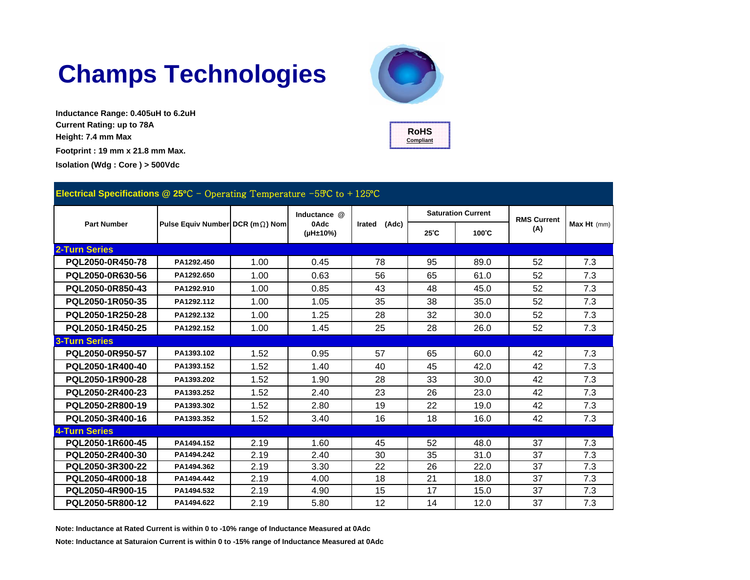# Champs Technologies

**RoHS Compliant**

**Inductance Range: 0.405uH to 6.2uH**
**Current Rating: up to 78A**
**Height: 7.4 mm Max**
**Footprint : 19 mm x 21.8 mm Max.**
**Isolation (Wdg : Core ) > 500Vdc**

## Electrical Specifications @ 25°C - Operating Temperature -55°C to +125°C

| Part Number | Pulse Equiv Number | DCR (mΩ) Nom | Inductance @ 0Adc (μH±10%) | Irated (Adc) | Saturation Current | | RMS Current (A) | Max Ht (mm) |
|---|---|---|---|---|---|---|---|---|
| | | | | | 25°C | 100°C | | |
| **2-Turn Series** | | | | | | | | |
| PQL2050-0R450-78 | PA1292.450 | 1.00 | 0.45 | 78 | 95 | 89.0 | 52 | 7.3 |
| PQL2050-0R630-56 | PA1292.650 | 1.00 | 0.63 | 56 | 65 | 61.0 | 52 | 7.3 |
| PQL2050-0R850-43 | PA1292.910 | 1.00 | 0.85 | 43 | 48 | 45.0 | 52 | 7.3 |
| PQL2050-1R050-35 | PA1292.112 | 1.00 | 1.05 | 35 | 38 | 35.0 | 52 | 7.3 |
| PQL2050-1R250-28 | PA1292.132 | 1.00 | 1.25 | 28 | 32 | 30.0 | 52 | 7.3 |
| PQL2050-1R450-25 | PA1292.152 | 1.00 | 1.45 | 25 | 28 | 26.0 | 52 | 7.3 |
| **3-Turn Series** | | | | | | | | |
| PQL2050-0R950-57 | PA1393.102 | 1.52 | 0.95 | 57 | 65 | 60.0 | 42 | 7.3 |
| PQL2050-1R400-40 | PA1393.152 | 1.52 | 1.40 | 40 | 45 | 42.0 | 42 | 7.3 |
| PQL2050-1R900-28 | PA1393.202 | 1.52 | 1.90 | 28 | 33 | 30.0 | 42 | 7.3 |
| PQL2050-2R400-23 | PA1393.252 | 1.52 | 2.40 | 23 | 26 | 23.0 | 42 | 7.3 |
| PQL2050-2R800-19 | PA1393.302 | 1.52 | 2.80 | 19 | 22 | 19.0 | 42 | 7.3 |
| PQL2050-3R400-16 | PA1393.352 | 1.52 | 3.40 | 16 | 18 | 16.0 | 42 | 7.3 |
| **4-Turn Series** | | | | | | | | |
| PQL2050-1R600-45 | PA1494.152 | 2.19 | 1.60 | 45 | 52 | 48.0 | 37 | 7.3 |
| PQL2050-2R400-30 | PA1494.242 | 2.19 | 2.40 | 30 | 35 | 31.0 | 37 | 7.3 |
| PQL2050-3R300-22 | PA1494.362 | 2.19 | 3.30 | 22 | 26 | 22.0 | 37 | 7.3 |
| PQL2050-4R000-18 | PA1494.442 | 2.19 | 4.00 | 18 | 21 | 18.0 | 37 | 7.3 |
| PQL2050-4R900-15 | PA1494.532 | 2.19 | 4.90 | 15 | 17 | 15.0 | 37 | 7.3 |
| PQL2050-5R800-12 | PA1494.622 | 2.19 | 5.80 | 12 | 14 | 12.0 | 37 | 7.3 |

**Note: Inductance at Rated Current is within 0 to -10% range of Inductance Measured at 0Adc**

**Note: Inductance at Saturaion Current is within 0 to -15% range of Inductance Measured at 0Adc**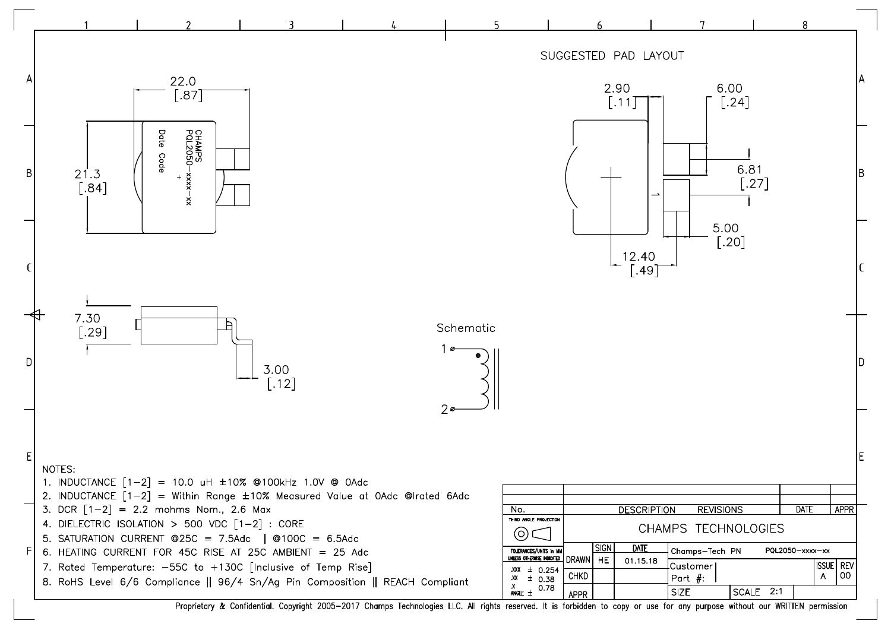## SUGGESTED PAD LAYOUT

2.90 [.11]
6.00 [.24]
6.81 [.27]
5.00 [.20]
12.40 [.49]

22.0 [.87]
21.3 [.84]

CHAMPS
PQL2050-xxxx-xx
Date Code

7.30 [.29]
3.00 [.12]

Schematic

1
2

NOTES:

1. INDUCTANCE [1-2] = 10.0 uH ±10% @100kHz 1.0V @ 0Adc
2. INDUCTANCE [1-2] = Within Range ±10% Measured Value at 0Adc @Irated 6Adc
3. DCR [1-2] = 2.2 mohms Nom., 2.6 Max
4. DIELECTRIC ISOLATION > 500 VDC [1-2] : CORE
5. SATURATION CURRENT @25C = 7.5Adc | @100C = 6.5Adc
6. HEATING CURRENT FOR 45C RISE AT 25C AMBIENT = 25 Adc
7. Rated Temperature: -55C to +130C [Inclusive of Temp Rise]
8. RoHS Level 6/6 Compliance || 96/4 Sn/Ag Pin Composition || REACH Compliant

| No. | DESCRIPTION REVISIONS | DATE | APPR |
|---|---|---|---|

THIRD ANGLE PROJECTION

CHAMPS TECHNOLOGIES

| TOLERANCES/UNITS in MM UNLESS OTHERWISE INDICATED | | SIGN | DATE | | | | |
|---|---|---|---|---|---|---|---|
| .XXX ± 0.254 | DRAWN | HE | 01.15.18 | Champs-Tech PN | PQL2050-xxxx-xx | | |
| .XX ± 0.38 | CHKD | | | Customer Part #: | | ISSUE A | REV 00 |
| .X ANGLE ± 0.78 | APPR | | | SIZE | SCALE 2:1 | | |

Proprietary & Confidential. Copyright 2005-2017 Champs Technologies LLC. All rights reserved. It is forbidden to copy or use for any purpose without our WRITTEN permission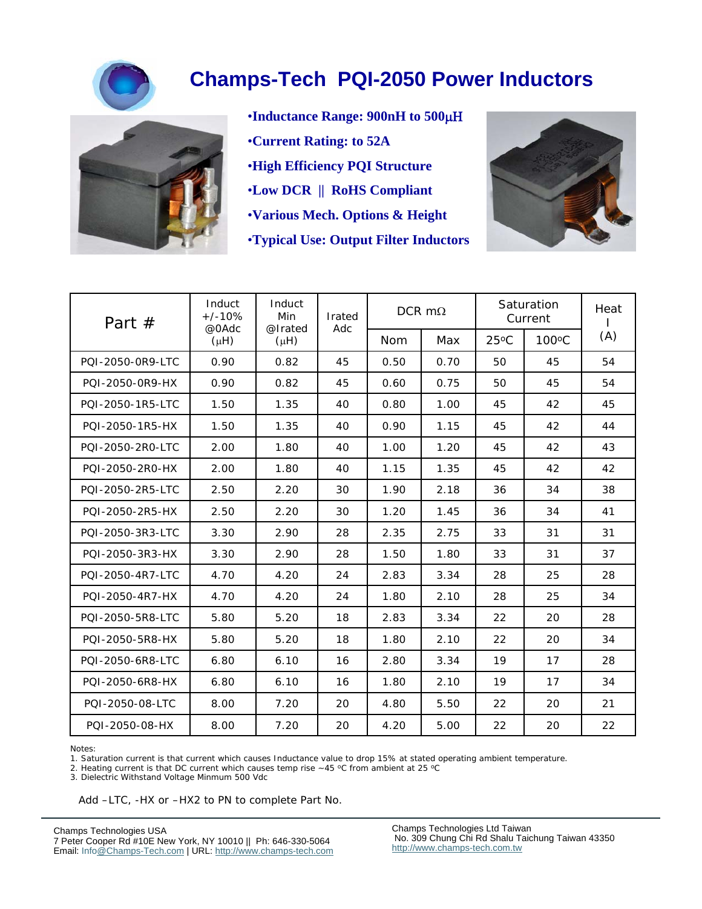# Champs-Tech PQI-2050 Power Inductors

- **Inductance Range: 900nH to 500µH**
- **Current Rating: to 52A**
- **High Efficiency PQI Structure**
- **Low DCR || RoHS Compliant**
- **Various Mech. Options & Height**
- **Typical Use: Output Filter Inductors**

| Part # | Induct +/-10% @0Adc (µH) | Induct Min @Irated (µH) | Irated Adc | DCR mΩ | | Saturation Current | | Heat I (A) |
|---|---|---|---|---|---|---|---|---|
| | | | | Nom | Max | 25°C | 100°C | |
| PQI-2050-0R9-LTC | 0.90 | 0.82 | 45 | 0.50 | 0.70 | 50 | 45 | 54 |
| PQI-2050-0R9-HX | 0.90 | 0.82 | 45 | 0.60 | 0.75 | 50 | 45 | 54 |
| PQI-2050-1R5-LTC | 1.50 | 1.35 | 40 | 0.80 | 1.00 | 45 | 42 | 45 |
| PQI-2050-1R5-HX | 1.50 | 1.35 | 40 | 0.90 | 1.15 | 45 | 42 | 44 |
| PQI-2050-2R0-LTC | 2.00 | 1.80 | 40 | 1.00 | 1.20 | 45 | 42 | 43 |
| PQI-2050-2R0-HX | 2.00 | 1.80 | 40 | 1.15 | 1.35 | 45 | 42 | 42 |
| PQI-2050-2R5-LTC | 2.50 | 2.20 | 30 | 1.90 | 2.18 | 36 | 34 | 38 |
| PQI-2050-2R5-HX | 2.50 | 2.20 | 30 | 1.20 | 1.45 | 36 | 34 | 41 |
| PQI-2050-3R3-LTC | 3.30 | 2.90 | 28 | 2.35 | 2.75 | 33 | 31 | 31 |
| PQI-2050-3R3-HX | 3.30 | 2.90 | 28 | 1.50 | 1.80 | 33 | 31 | 37 |
| PQI-2050-4R7-LTC | 4.70 | 4.20 | 24 | 2.83 | 3.34 | 28 | 25 | 28 |
| PQI-2050-4R7-HX | 4.70 | 4.20 | 24 | 1.80 | 2.10 | 28 | 25 | 34 |
| PQI-2050-5R8-LTC | 5.80 | 5.20 | 18 | 2.83 | 3.34 | 22 | 20 | 28 |
| PQI-2050-5R8-HX | 5.80 | 5.20 | 18 | 1.80 | 2.10 | 22 | 20 | 34 |
| PQI-2050-6R8-LTC | 6.80 | 6.10 | 16 | 2.80 | 3.34 | 19 | 17 | 28 |
| PQI-2050-6R8-HX | 6.80 | 6.10 | 16 | 1.80 | 2.10 | 19 | 17 | 34 |
| PQI-2050-08-LTC | 8.00 | 7.20 | 20 | 4.80 | 5.50 | 22 | 20 | 21 |
| PQI-2050-08-HX | 8.00 | 7.20 | 20 | 4.20 | 5.00 | 22 | 20 | 22 |

Notes:
1. Saturation current is that current which causes Inductance value to drop 15% at stated operating ambient temperature.
2. Heating current is that DC current which causes temp rise ~45 °C from ambient at 25 °C
3. Dielectric Withstand Voltage Minmum 500 Vdc

Add –LTC, -HX or –HX2 to PN to complete Part No.

Champs Technologies USA
7 Peter Cooper Rd #10E New York, NY 10010 || Ph: 646-330-5064
Email: Info@Champs-Tech.com | URL: http://www.champs-tech.com

Champs Technologies Ltd Taiwan
No. 309 Chung Chi Rd Shalu Taichung Taiwan 43350
http://www.champs-tech.com.tw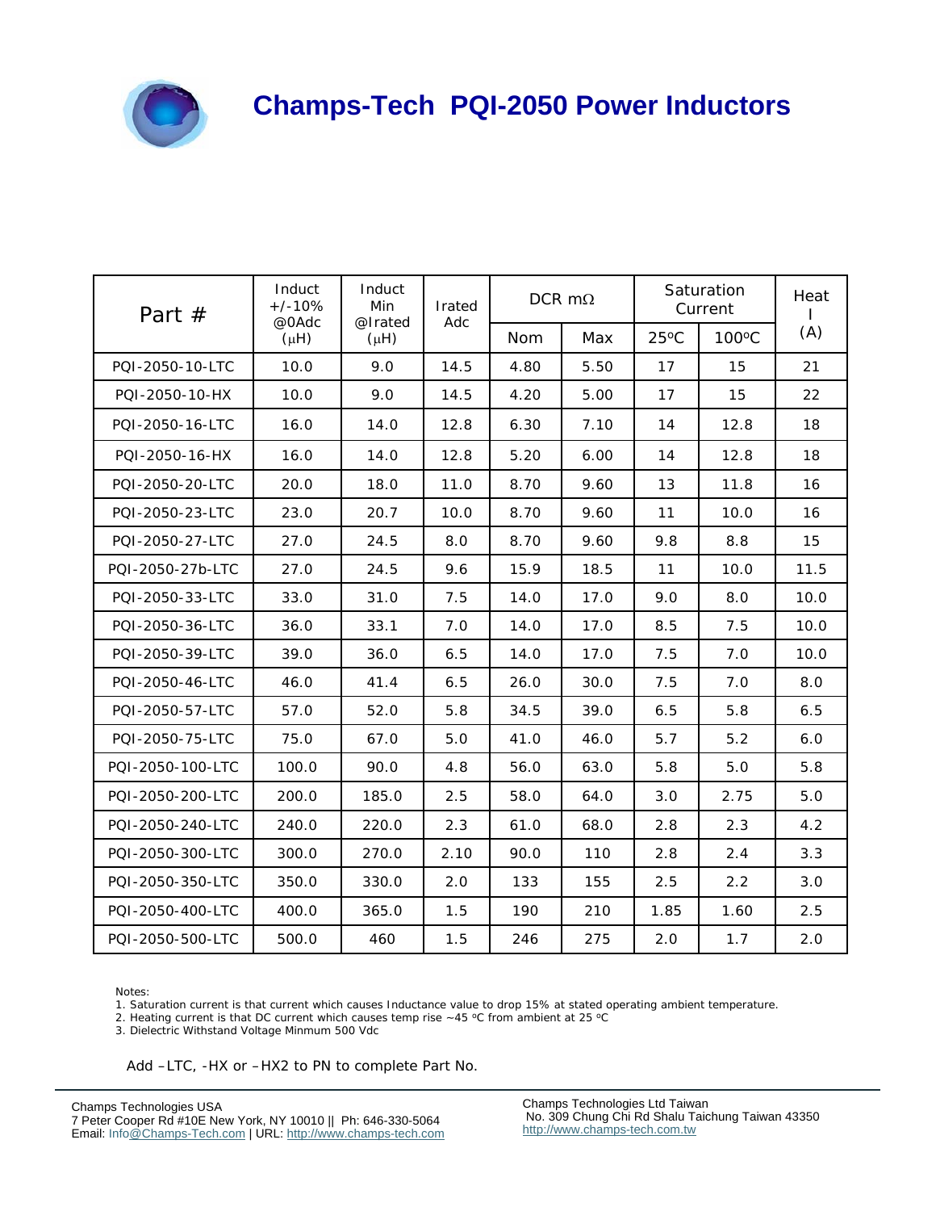# Champs-Tech PQI-2050 Power Inductors

| Part # | Induct +/-10% @0Adc (μH) | Induct Min @Irated (μH) | Irated Adc | DCR mΩ | | Saturation Current | | Heat I (A) |
|---|---|---|---|---|---|---|---|---|
| | | | | Nom | Max | 25°C | 100°C | |
| PQI-2050-10-LTC | 10.0 | 9.0 | 14.5 | 4.80 | 5.50 | 17 | 15 | 21 |
| PQI-2050-10-HX | 10.0 | 9.0 | 14.5 | 4.20 | 5.00 | 17 | 15 | 22 |
| PQI-2050-16-LTC | 16.0 | 14.0 | 12.8 | 6.30 | 7.10 | 14 | 12.8 | 18 |
| PQI-2050-16-HX | 16.0 | 14.0 | 12.8 | 5.20 | 6.00 | 14 | 12.8 | 18 |
| PQI-2050-20-LTC | 20.0 | 18.0 | 11.0 | 8.70 | 9.60 | 13 | 11.8 | 16 |
| PQI-2050-23-LTC | 23.0 | 20.7 | 10.0 | 8.70 | 9.60 | 11 | 10.0 | 16 |
| PQI-2050-27-LTC | 27.0 | 24.5 | 8.0 | 8.70 | 9.60 | 9.8 | 8.8 | 15 |
| PQI-2050-27b-LTC | 27.0 | 24.5 | 9.6 | 15.9 | 18.5 | 11 | 10.0 | 11.5 |
| PQI-2050-33-LTC | 33.0 | 31.0 | 7.5 | 14.0 | 17.0 | 9.0 | 8.0 | 10.0 |
| PQI-2050-36-LTC | 36.0 | 33.1 | 7.0 | 14.0 | 17.0 | 8.5 | 7.5 | 10.0 |
| PQI-2050-39-LTC | 39.0 | 36.0 | 6.5 | 14.0 | 17.0 | 7.5 | 7.0 | 10.0 |
| PQI-2050-46-LTC | 46.0 | 41.4 | 6.5 | 26.0 | 30.0 | 7.5 | 7.0 | 8.0 |
| PQI-2050-57-LTC | 57.0 | 52.0 | 5.8 | 34.5 | 39.0 | 6.5 | 5.8 | 6.5 |
| PQI-2050-75-LTC | 75.0 | 67.0 | 5.0 | 41.0 | 46.0 | 5.7 | 5.2 | 6.0 |
| PQI-2050-100-LTC | 100.0 | 90.0 | 4.8 | 56.0 | 63.0 | 5.8 | 5.0 | 5.8 |
| PQI-2050-200-LTC | 200.0 | 185.0 | 2.5 | 58.0 | 64.0 | 3.0 | 2.75 | 5.0 |
| PQI-2050-240-LTC | 240.0 | 220.0 | 2.3 | 61.0 | 68.0 | 2.8 | 2.3 | 4.2 |
| PQI-2050-300-LTC | 300.0 | 270.0 | 2.10 | 90.0 | 110 | 2.8 | 2.4 | 3.3 |
| PQI-2050-350-LTC | 350.0 | 330.0 | 2.0 | 133 | 155 | 2.5 | 2.2 | 3.0 |
| PQI-2050-400-LTC | 400.0 | 365.0 | 1.5 | 190 | 210 | 1.85 | 1.60 | 2.5 |
| PQI-2050-500-LTC | 500.0 | 460 | 1.5 | 246 | 275 | 2.0 | 1.7 | 2.0 |

Notes:
1. Saturation current is that current which causes Inductance value to drop 15% at stated operating ambient temperature.
2. Heating current is that DC current which causes temp rise ~45 °C from ambient at 25 °C
3. Dielectric Withstand Voltage Minmum 500 Vdc

Add –LTC, -HX or –HX2 to PN to complete Part No.

Champs Technologies USA
7 Peter Cooper Rd #10E New York, NY 10010 || Ph: 646-330-5064
Email: Info@Champs-Tech.com | URL: http://www.champs-tech.com

Champs Technologies Ltd Taiwan
No. 309 Chung Chi Rd Shalu Taichung Taiwan 43350
http://www.champs-tech.com.tw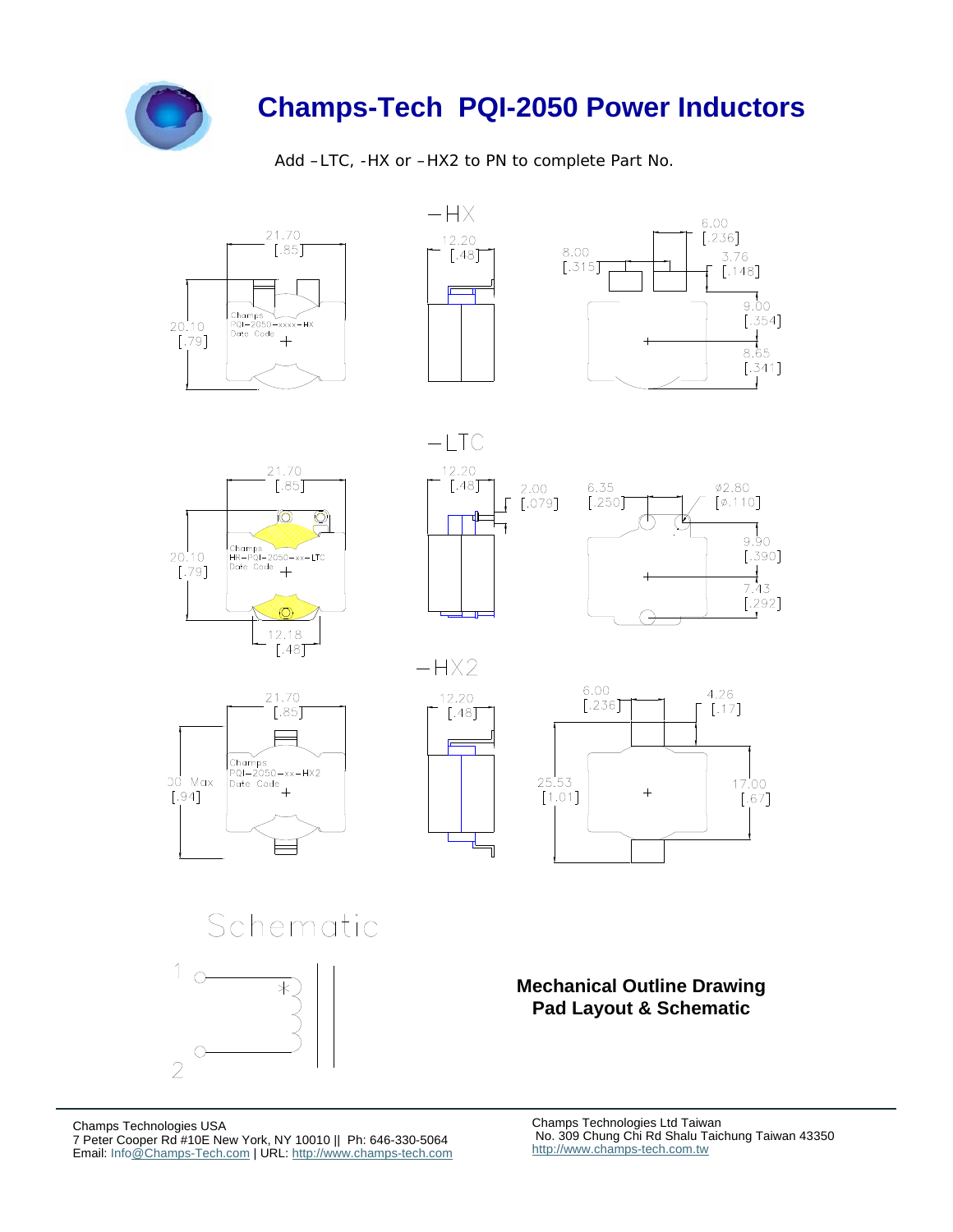# Champs-Tech PQI-2050 Power Inductors

Add –LTC, -HX or –HX2 to PN to complete Part No.

## –HX

21.70 [.85]

20.10 [.79]

Champs
PQI-2050-xxxx-HX
Date Code

12.20 [.48]

6.00 [.236]

8.00 [.315]

3.76 [.148]

9.00 [.354]

8.65 [.341]

## –LTC

21.70 [.85]

20.10 [.79]

Champs
HR-PQI-2050-xx-LTC
Date Code

12.18 [.48]

12.20 [.48]

2.00 [.079]

6.35 [.250]

ø2.80 [ø.110]

9.90 [.390]

7.43 [.292]

## –HX2

21.70 [.85]

00 Max [.94]

Champs
PQI-2050-xx-HX2
Date Code

12.20 [.48]

6.00 [.236]

4.26 [.17]

25.53 [1.01]

17.00 [.67]

## Schematic

1

2

**Mechanical Outline Drawing**
**Pad Layout & Schematic**

Champs Technologies USA
7 Peter Cooper Rd #10E New York, NY 10010 || Ph: 646-330-5064
Email: Info@Champs-Tech.com | URL: http://www.champs-tech.com

Champs Technologies Ltd Taiwan
No. 309 Chung Chi Rd Shalu Taichung Taiwan 43350
http://www.champs-tech.com.tw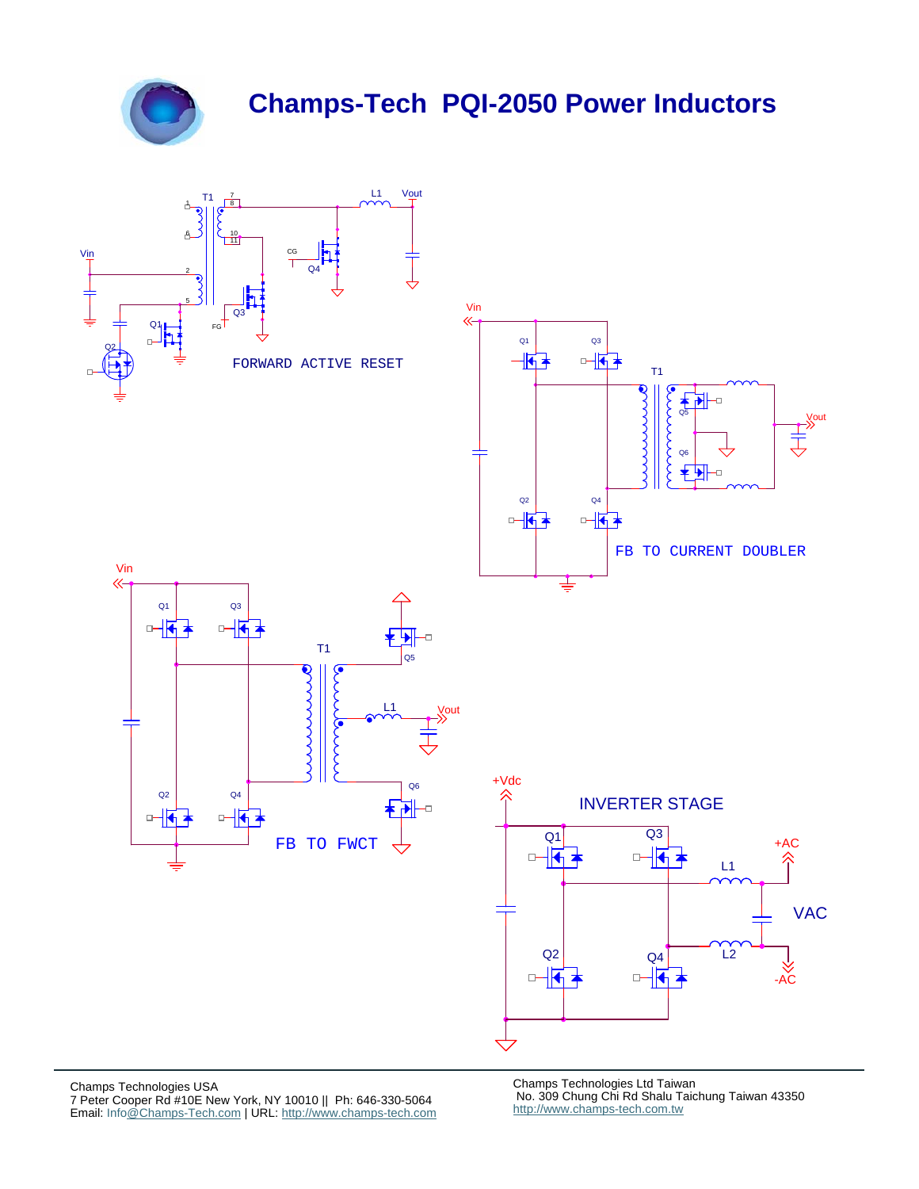# Champs-Tech PQI-2050 Power Inductors

FORWARD ACTIVE RESET

FB TO CURRENT DOUBLER

FB TO FWCT

INVERTER STAGE

Champs Technologies USA
7 Peter Cooper Rd #10E New York, NY 10010 || Ph: 646-330-5064
Email: Info@Champs-Tech.com | URL: http://www.champs-tech.com

Champs Technologies Ltd Taiwan
No. 309 Chung Chi Rd Shalu Taichung Taiwan 43350
http://www.champs-tech.com.tw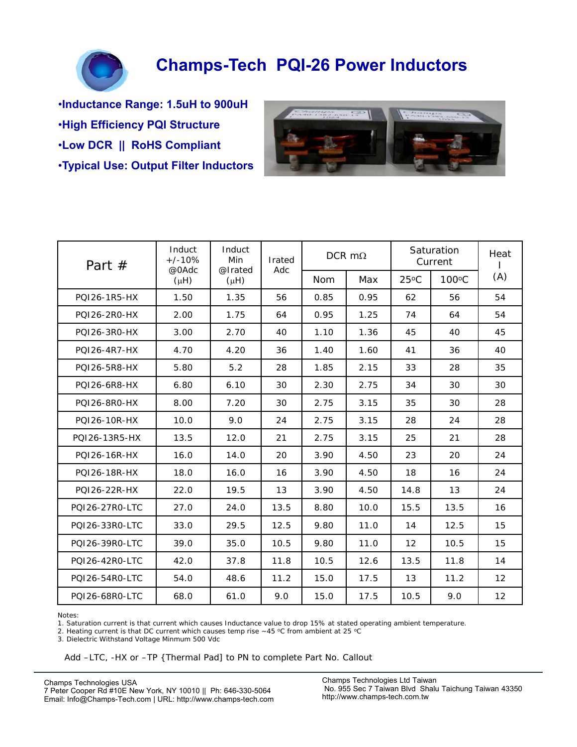# Champs-Tech PQI-26 Power Inductors

- **Inductance Range: 1.5uH to 900uH**
- **High Efficiency PQI Structure**
- **Low DCR || RoHS Compliant**
- **Typical Use: Output Filter Inductors**

| Part # | Induct +/-10% @0Adc (μH) | Induct Min @Irated (μH) | Irated Adc | DCR mΩ | | Saturation Current | | Heat I (A) |
|---|---|---|---|---|---|---|---|---|
| | | | | Nom | Max | 25°C | 100°C | |
| PQI26-1R5-HX | 1.50 | 1.35 | 56 | 0.85 | 0.95 | 62 | 56 | 54 |
| PQI26-2R0-HX | 2.00 | 1.75 | 64 | 0.95 | 1.25 | 74 | 64 | 54 |
| PQI26-3R0-HX | 3.00 | 2.70 | 40 | 1.10 | 1.36 | 45 | 40 | 45 |
| PQI26-4R7-HX | 4.70 | 4.20 | 36 | 1.40 | 1.60 | 41 | 36 | 40 |
| PQI26-5R8-HX | 5.80 | 5.2 | 28 | 1.85 | 2.15 | 33 | 28 | 35 |
| PQI26-6R8-HX | 6.80 | 6.10 | 30 | 2.30 | 2.75 | 34 | 30 | 30 |
| PQI26-8R0-HX | 8.00 | 7.20 | 30 | 2.75 | 3.15 | 35 | 30 | 28 |
| PQI26-10R-HX | 10.0 | 9.0 | 24 | 2.75 | 3.15 | 28 | 24 | 28 |
| PQI26-13R5-HX | 13.5 | 12.0 | 21 | 2.75 | 3.15 | 25 | 21 | 28 |
| PQI26-16R-HX | 16.0 | 14.0 | 20 | 3.90 | 4.50 | 23 | 20 | 24 |
| PQI26-18R-HX | 18.0 | 16.0 | 16 | 3.90 | 4.50 | 18 | 16 | 24 |
| PQI26-22R-HX | 22.0 | 19.5 | 13 | 3.90 | 4.50 | 14.8 | 13 | 24 |
| PQI26-27R0-LTC | 27.0 | 24.0 | 13.5 | 8.80 | 10.0 | 15.5 | 13.5 | 16 |
| PQI26-33R0-LTC | 33.0 | 29.5 | 12.5 | 9.80 | 11.0 | 14 | 12.5 | 15 |
| PQI26-39R0-LTC | 39.0 | 35.0 | 10.5 | 9.80 | 11.0 | 12 | 10.5 | 15 |
| PQI26-42R0-LTC | 42.0 | 37.8 | 11.8 | 10.5 | 12.6 | 13.5 | 11.8 | 14 |
| PQI26-54R0-LTC | 54.0 | 48.6 | 11.2 | 15.0 | 17.5 | 13 | 11.2 | 12 |
| PQI26-68R0-LTC | 68.0 | 61.0 | 9.0 | 15.0 | 17.5 | 10.5 | 9.0 | 12 |

Notes:
1. Saturation current is that current which causes Inductance value to drop 15% at stated operating ambient temperature.
2. Heating current is that DC current which causes temp rise ~45 °C from ambient at 25 °C
3. Dielectric Withstand Voltage Minmum 500 Vdc

Add –LTC, -HX or –TP {Thermal Pad] to PN to complete Part No. Callout

Champs Technologies USA
7 Peter Cooper Rd #10E New York, NY 10010 || Ph: 646-330-5064
Email: Info@Champs-Tech.com | URL: http://www.champs-tech.com

Champs Technologies Ltd Taiwan
No. 955 Sec 7 Taiwan Blvd Shalu Taichung Taiwan 43350
http://www.champs-tech.com.tw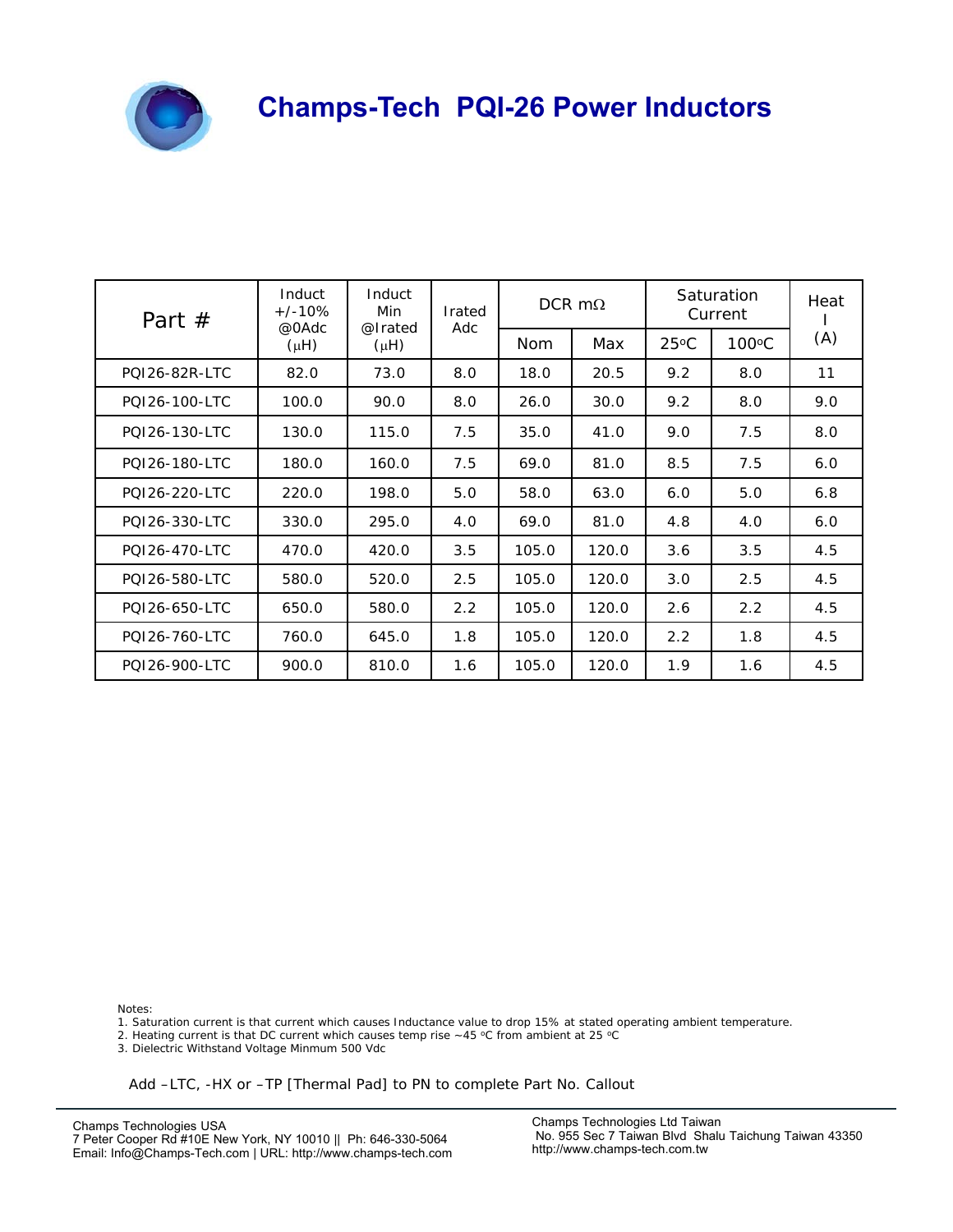# Champs-Tech PQI-26 Power Inductors

| Part # | Induct +/-10% @0Adc (μH) | Induct Min @Irated (μH) | Irated Adc | DCR mΩ | | Saturation Current | | Heat I (A) |
|---|---|---|---|---|---|---|---|---|
| | | | | Nom | Max | 25°C | 100°C | |
| PQI26-82R-LTC | 82.0 | 73.0 | 8.0 | 18.0 | 20.5 | 9.2 | 8.0 | 11 |
| PQI26-100-LTC | 100.0 | 90.0 | 8.0 | 26.0 | 30.0 | 9.2 | 8.0 | 9.0 |
| PQI26-130-LTC | 130.0 | 115.0 | 7.5 | 35.0 | 41.0 | 9.0 | 7.5 | 8.0 |
| PQI26-180-LTC | 180.0 | 160.0 | 7.5 | 69.0 | 81.0 | 8.5 | 7.5 | 6.0 |
| PQI26-220-LTC | 220.0 | 198.0 | 5.0 | 58.0 | 63.0 | 6.0 | 5.0 | 6.8 |
| PQI26-330-LTC | 330.0 | 295.0 | 4.0 | 69.0 | 81.0 | 4.8 | 4.0 | 6.0 |
| PQI26-470-LTC | 470.0 | 420.0 | 3.5 | 105.0 | 120.0 | 3.6 | 3.5 | 4.5 |
| PQI26-580-LTC | 580.0 | 520.0 | 2.5 | 105.0 | 120.0 | 3.0 | 2.5 | 4.5 |
| PQI26-650-LTC | 650.0 | 580.0 | 2.2 | 105.0 | 120.0 | 2.6 | 2.2 | 4.5 |
| PQI26-760-LTC | 760.0 | 645.0 | 1.8 | 105.0 | 120.0 | 2.2 | 1.8 | 4.5 |
| PQI26-900-LTC | 900.0 | 810.0 | 1.6 | 105.0 | 120.0 | 1.9 | 1.6 | 4.5 |

Notes:
1. Saturation current is that current which causes Inductance value to drop 15% at stated operating ambient temperature.
2. Heating current is that DC current which causes temp rise ~45 °C from ambient at 25 °C
3. Dielectric Withstand Voltage Minmum 500 Vdc

Add –LTC, -HX or –TP [Thermal Pad] to PN to complete Part No. Callout

Champs Technologies USA
7 Peter Cooper Rd #10E New York, NY 10010 || Ph: 646-330-5064
Email: Info@Champs-Tech.com | URL: http://www.champs-tech.com

Champs Technologies Ltd Taiwan
No. 955 Sec 7 Taiwan Blvd Shalu Taichung Taiwan 43350
http://www.champs-tech.com.tw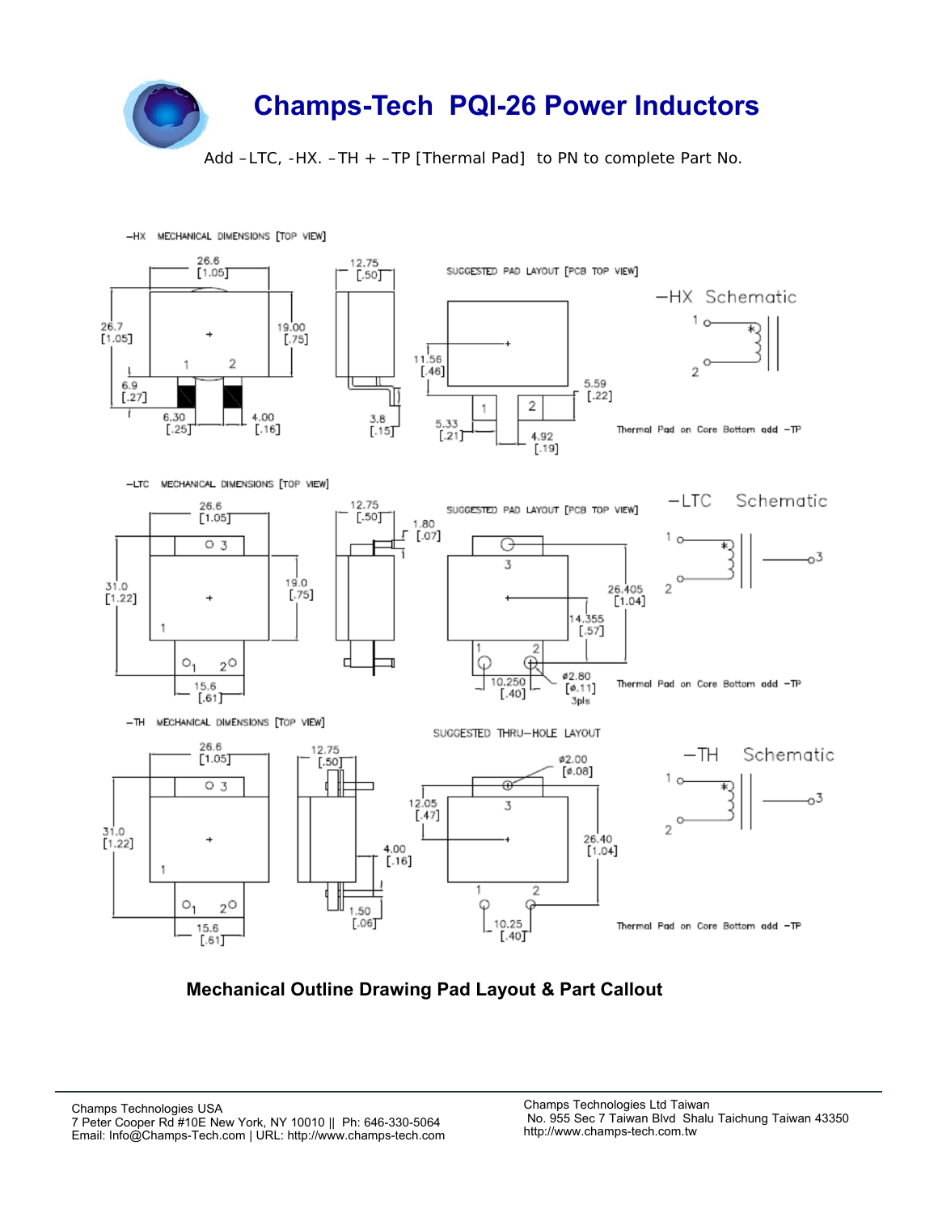# Champs-Tech PQI-26 Power Inductors

Add –LTC, -HX. –TH + –TP [Thermal Pad] to PN to complete Part No.

–HX MECHANICAL DIMENSIONS [TOP VIEW]

26.6 [1.05] 12.75 [.50] 26.7 [1.05] 19.00 [.75] 6.9 [.27] 6.30 [.25] 4.00 [.16] 3.8 [.15]

SUGGESTED PAD LAYOUT [PCB TOP VIEW]

11.56 [.46] 5.59 [.22] 5.33 [.21] 4.92 [.19]

–HX Schematic

Thermal Pad on Core Bottom add –TP

–LTC MECHANICAL DIMENSIONS [TOP VIEW]

26.6 [1.05] 12.75 [.50] 1.80 [.07] 31.0 [1.22] 19.0 [.75] 15.6 [.61]

SUGGESTED PAD LAYOUT [PCB TOP VIEW]

26.405 [1.04] 14.355 [.57] 10.250 [.40] ø2.80 [ø.11] 3pls

–LTC Schematic

Thermal Pad on Core Bottom add –TP

–TH MECHANICAL DIMENSIONS [TOP VIEW]

26.6 [1.05] 12.75 [.50] 31.0 [1.22] 4.00 [.16] 1.50 [.06] 15.6 [.61]

SUGGESTED THRU–HOLE LAYOUT

ø2.00 [ø.08] 12.05 [.47] 26.40 [1.04] 10.25 [.40]

–TH Schematic

Thermal Pad on Core Bottom add –TP

**Mechanical Outline Drawing Pad Layout & Part Callout**

Champs Technologies USA
7 Peter Cooper Rd #10E New York, NY 10010 || Ph: 646-330-5064
Email: Info@Champs-Tech.com | URL: http://www.champs-tech.com

Champs Technologies Ltd Taiwan
No. 955 Sec 7 Taiwan Blvd Shalu Taichung Taiwan 43350
http://www.champs-tech.com.tw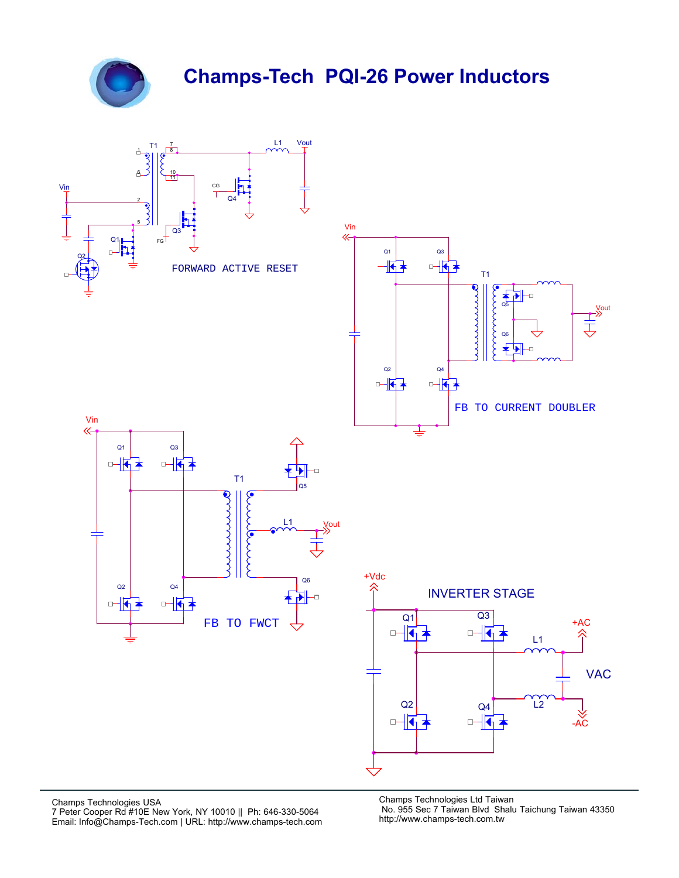# Champs-Tech PQI-26 Power Inductors

T1
1
6
2
5
7
8
10
11
L1
Vout
Vin
CG
Q4
Q3
Q1
Q2
FG

FORWARD ACTIVE RESET

Vin
Q1
Q3
T1
Q5
Vout
Q6
Q2
Q4

FB TO CURRENT DOUBLER

Vin
Q1
Q3
T1
Q5
L1
Vout
Q6
Q2
Q4

FB TO FWCT

+Vdc

INVERTER STAGE

Q1
Q3
+AC
L1
VAC
Q2
Q4
L2
-AC

Champs Technologies USA
7 Peter Cooper Rd #10E New York, NY 10010 || Ph: 646-330-5064
Email: Info@Champs-Tech.com | URL: http://www.champs-tech.com

Champs Technologies Ltd Taiwan
No. 955 Sec 7 Taiwan Blvd Shalu Taichung Taiwan 43350
http://www.champs-tech.com.tw